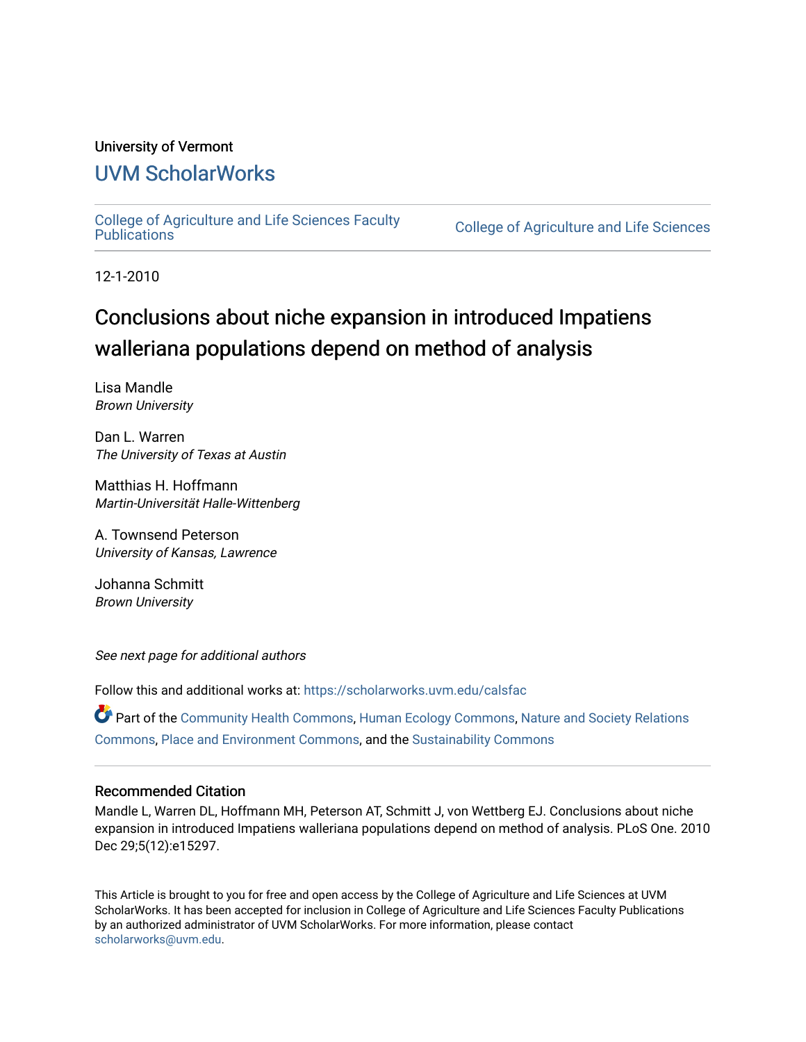University of Vermont

# UVM ScholarWorks

College of Agriculture and Life Sciences Faculty Publications

College of Agriculture and Life Sciences

12-1-2010

## Conclusions about niche expansion in introduced Impatiens walleriana populations depend on method of analysis

Lisa Mandle
*Brown University*

Dan L. Warren
*The University of Texas at Austin*

Matthias H. Hoffmann
*Martin-Universität Halle-Wittenberg*

A. Townsend Peterson
*University of Kansas, Lawrence*

Johanna Schmitt
*Brown University*

*See next page for additional authors*

Follow this and additional works at: https://scholarworks.uvm.edu/calsfac

Part of the Community Health Commons, Human Ecology Commons, Nature and Society Relations Commons, Place and Environment Commons, and the Sustainability Commons

### Recommended Citation

Mandle L, Warren DL, Hoffmann MH, Peterson AT, Schmitt J, von Wettberg EJ. Conclusions about niche expansion in introduced Impatiens walleriana populations depend on method of analysis. PLoS One. 2010 Dec 29;5(12):e15297.

This Article is brought to you for free and open access by the College of Agriculture and Life Sciences at UVM ScholarWorks. It has been accepted for inclusion in College of Agriculture and Life Sciences Faculty Publications by an authorized administrator of UVM ScholarWorks. For more information, please contact scholarworks@uvm.edu.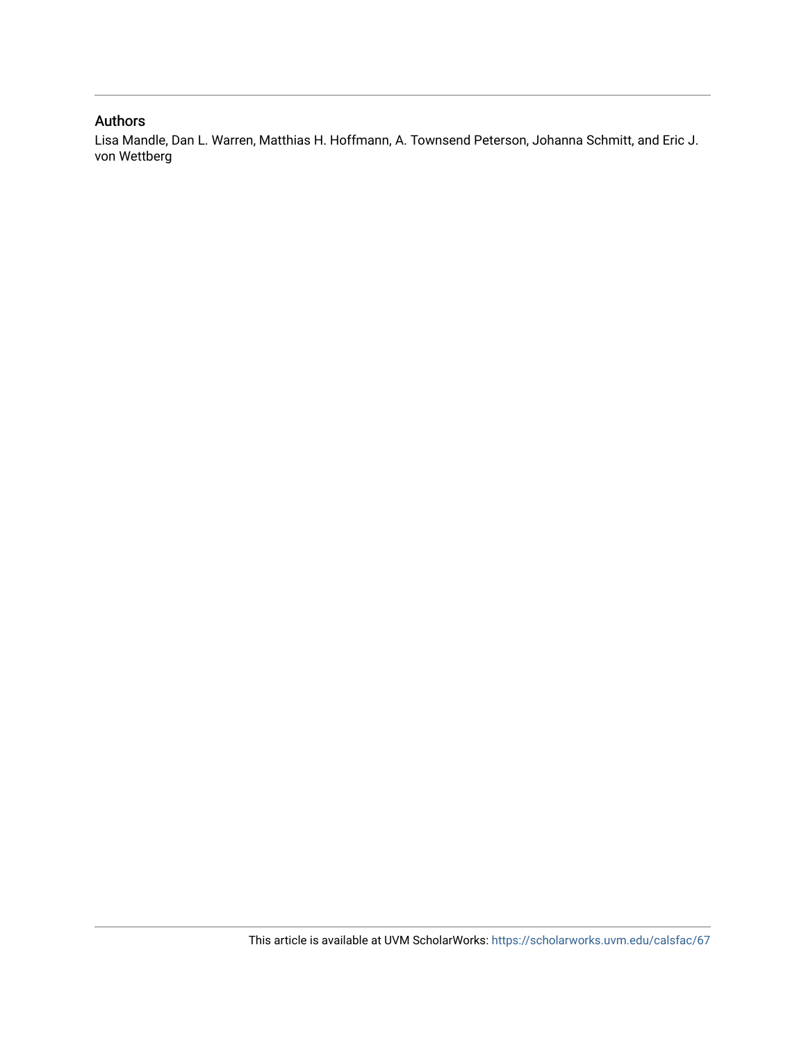## Authors

Lisa Mandle, Dan L. Warren, Matthias H. Hoffmann, A. Townsend Peterson, Johanna Schmitt, and Eric J. von Wettberg

This article is available at UVM ScholarWorks: https://scholarworks.uvm.edu/calsfac/67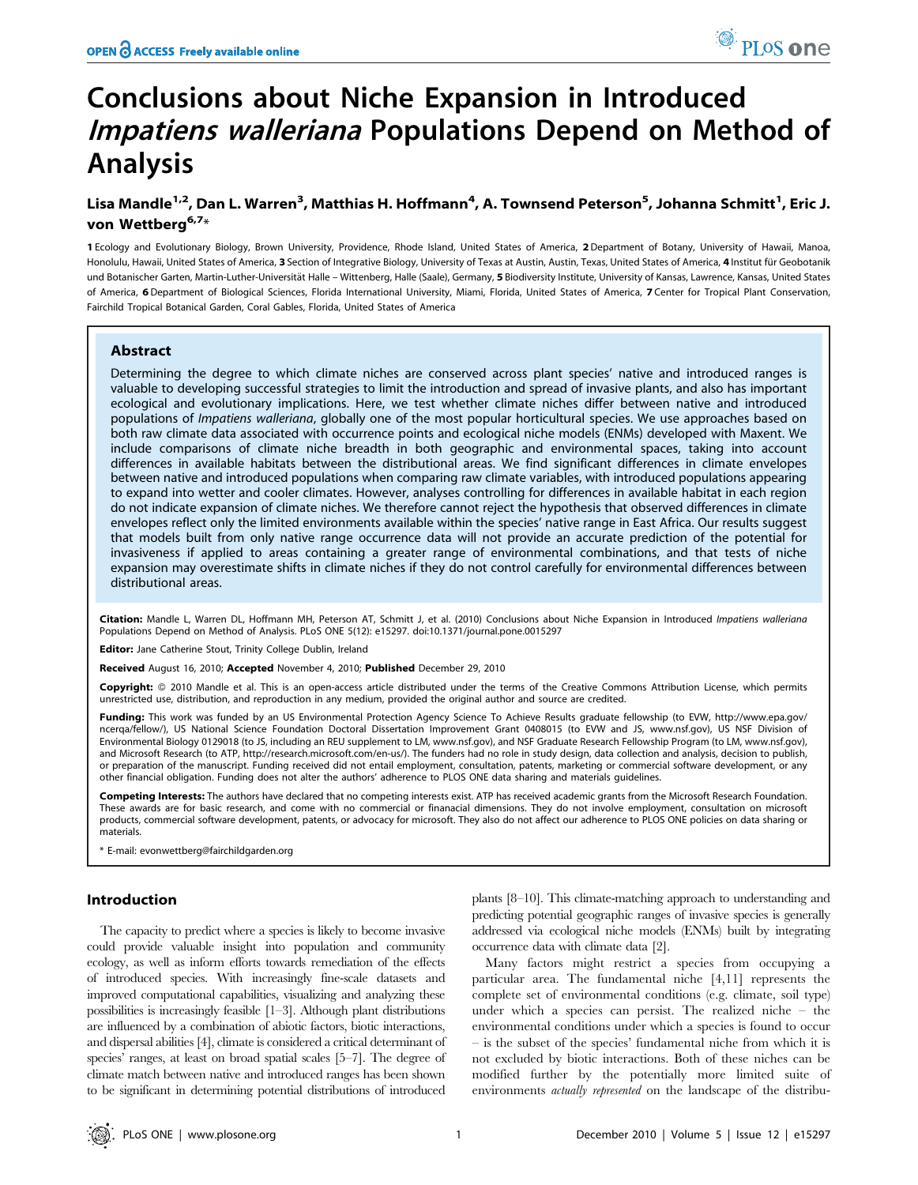# Conclusions about Niche Expansion in Introduced *Impatiens walleriana* Populations Depend on Method of Analysis

**Lisa Mandle[1,2], Dan L. Warren[3], Matthias H. Hoffmann[4], A. Townsend Peterson[5], Johanna Schmitt[1], Eric J. von Wettberg[6,7]***

**1** Ecology and Evolutionary Biology, Brown University, Providence, Rhode Island, United States of America, **2** Department of Botany, University of Hawaii, Manoa, Honolulu, Hawaii, United States of America, **3** Section of Integrative Biology, University of Texas at Austin, Austin, Texas, United States of America, **4** Institut für Geobotanik und Botanischer Garten, Martin-Luther-Universität Halle – Wittenberg, Halle (Saale), Germany, **5** Biodiversity Institute, University of Kansas, Lawrence, Kansas, United States of America, **6** Department of Biological Sciences, Florida International University, Miami, Florida, United States of America, **7** Center for Tropical Plant Conservation, Fairchild Tropical Botanical Garden, Coral Gables, Florida, United States of America

## Abstract

Determining the degree to which climate niches are conserved across plant species' native and introduced ranges is valuable to developing successful strategies to limit the introduction and spread of invasive plants, and also has important ecological and evolutionary implications. Here, we test whether climate niches differ between native and introduced populations of *Impatiens walleriana*, globally one of the most popular horticultural species. We use approaches based on both raw climate data associated with occurrence points and ecological niche models (ENMs) developed with Maxent. We include comparisons of climate niche breadth in both geographic and environmental spaces, taking into account differences in available habitats between the distributional areas. We find significant differences in climate envelopes between native and introduced populations when comparing raw climate variables, with introduced populations appearing to expand into wetter and cooler climates. However, analyses controlling for differences in available habitat in each region do not indicate expansion of climate niches. We therefore cannot reject the hypothesis that observed differences in climate envelopes reflect only the limited environments available within the species' native range in East Africa. Our results suggest that models built from only native range occurrence data will not provide an accurate prediction of the potential for invasiveness if applied to areas containing a greater range of environmental combinations, and that tests of niche expansion may overestimate shifts in climate niches if they do not control carefully for environmental differences between distributional areas.

**Citation:** Mandle L, Warren DL, Hoffmann MH, Peterson AT, Schmitt J, et al. (2010) Conclusions about Niche Expansion in Introduced *Impatiens walleriana* Populations Depend on Method of Analysis. PLoS ONE 5(12): e15297. doi:10.1371/journal.pone.0015297

**Editor:** Jane Catherine Stout, Trinity College Dublin, Ireland

**Received** August 16, 2010; **Accepted** November 4, 2010; **Published** December 29, 2010

**Copyright:** © 2010 Mandle et al. This is an open-access article distributed under the terms of the Creative Commons Attribution License, which permits unrestricted use, distribution, and reproduction in any medium, provided the original author and source are credited.

**Funding:** This work was funded by an US Environmental Protection Agency Science To Achieve Results graduate fellowship (to EVW, http://www.epa.gov/ncerqa/fellow/), US National Science Foundation Doctoral Dissertation Improvement Grant 0408015 (to EVW and JS, www.nsf.gov), US NSF Division of Environmental Biology 0129018 (to JS, including an REU supplement to LM, www.nsf.gov), and NSF Graduate Research Fellowship Program (to LM, www.nsf.gov), and Microsoft Research (to ATP, http://research.microsoft.com/en-us/). The funders had no role in study design, data collection and analysis, decision to publish, or preparation of the manuscript. Funding received did not entail employment, consultation, patents, marketing or commercial software development, or any other financial obligation. Funding does not alter the authors' adherence to PLOS ONE data sharing and materials guidelines.

**Competing Interests:** The authors have declared that no competing interests exist. ATP has received academic grants from the Microsoft Research Foundation. These awards are for basic research, and come with no commercial or finanacial dimensions. They do not involve employment, consultation on microsoft products, commercial software development, patents, or advocacy for microsoft. They also do not affect our adherence to PLOS ONE policies on data sharing or materials.

\* E-mail: evonwettberg@fairchildgarden.org

## Introduction

The capacity to predict where a species is likely to become invasive could provide valuable insight into population and community ecology, as well as inform efforts towards remediation of the effects of introduced species. With increasingly fine-scale datasets and improved computational capabilities, visualizing and analyzing these possibilities is increasingly feasible [1–3]. Although plant distributions are influenced by a combination of abiotic factors, biotic interactions, and dispersal abilities [4], climate is considered a critical determinant of species' ranges, at least on broad spatial scales [5–7]. The degree of climate match between native and introduced ranges has been shown to be significant in determining potential distributions of introduced plants [8–10]. This climate-matching approach to understanding and predicting potential geographic ranges of invasive species is generally addressed via ecological niche models (ENMs) built by integrating occurrence data with climate data [2].

Many factors might restrict a species from occupying a particular area. The fundamental niche [4,11] represents the complete set of environmental conditions (e.g. climate, soil type) under which a species can persist. The realized niche – the environmental conditions under which a species is found to occur – is the subset of the species' fundamental niche from which it is not excluded by biotic interactions. Both of these niches can be modified further by the potentially more limited suite of environments *actually represented* on the landscape of the distribu-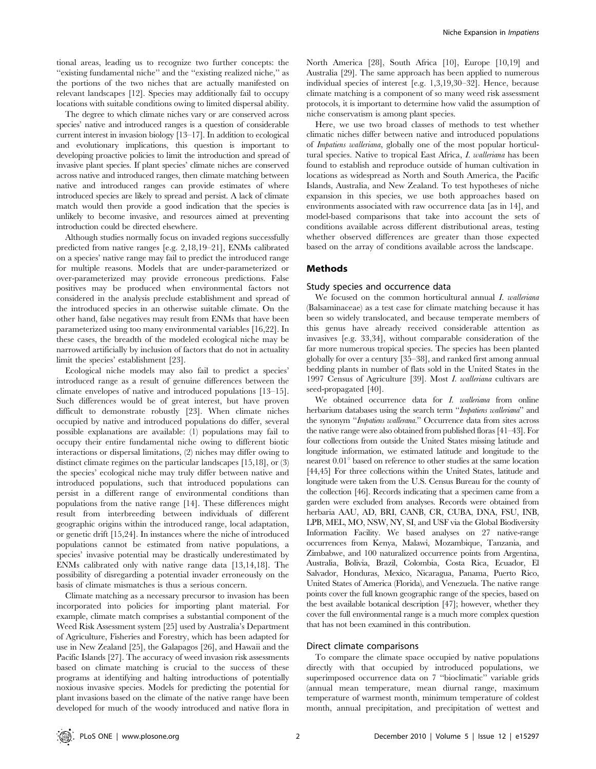tional areas, leading us to recognize two further concepts: the "existing fundamental niche" and the "existing realized niche," as the portions of the two niches that are actually manifested on relevant landscapes [12]. Species may additionally fail to occupy locations with suitable conditions owing to limited dispersal ability.

The degree to which climate niches vary or are conserved across species' native and introduced ranges is a question of considerable current interest in invasion biology [13–17]. In addition to ecological and evolutionary implications, this question is important to developing proactive policies to limit the introduction and spread of invasive plant species. If plant species' climate niches are conserved across native and introduced ranges, then climate matching between native and introduced ranges can provide estimates of where introduced species are likely to spread and persist. A lack of climate match would then provide a good indication that the species is unlikely to become invasive, and resources aimed at preventing introduction could be directed elsewhere.

Although studies normally focus on invaded regions successfully predicted from native ranges [e.g. 2,18,19–21], ENMs calibrated on a species' native range may fail to predict the introduced range for multiple reasons. Models that are under-parameterized or over-parameterized may provide erroneous predictions. False positives may be produced when environmental factors not considered in the analysis preclude establishment and spread of the introduced species in an otherwise suitable climate. On the other hand, false negatives may result from ENMs that have been parameterized using too many environmental variables [16,22]. In these cases, the breadth of the modeled ecological niche may be narrowed artificially by inclusion of factors that do not in actuality limit the species' establishment [23].

Ecological niche models may also fail to predict a species' introduced range as a result of genuine differences between the climate envelopes of native and introduced populations [13–15]. Such differences would be of great interest, but have proven difficult to demonstrate robustly [23]. When climate niches occupied by native and introduced populations do differ, several possible explanations are available: (1) populations may fail to occupy their entire fundamental niche owing to different biotic interactions or dispersal limitations, (2) niches may differ owing to distinct climate regimes on the particular landscapes [15,18], or (3) the species' ecological niche may truly differ between native and introduced populations, such that introduced populations can persist in a different range of environmental conditions than populations from the native range [14]. These differences might result from interbreeding between individuals of different geographic origins within the introduced range, local adaptation, or genetic drift [15,24]. In instances where the niche of introduced populations cannot be estimated from native populations, a species' invasive potential may be drastically underestimated by ENMs calibrated only with native range data [13,14,18]. The possibility of disregarding a potential invader erroneously on the basis of climate mismatches is thus a serious concern.

Climate matching as a necessary precursor to invasion has been incorporated into policies for importing plant material. For example, climate match comprises a substantial component of the Weed Risk Assessment system [25] used by Australia's Department of Agriculture, Fisheries and Forestry, which has been adapted for use in New Zealand [25], the Galapagos [26], and Hawaii and the Pacific Islands [27]. The accuracy of weed invasion risk assessments based on climate matching is crucial to the success of these programs at identifying and halting introductions of potentially noxious invasive species. Models for predicting the potential for plant invasions based on the climate of the native range have been developed for much of the woody introduced and native flora in North America [28], South Africa [10], Europe [10,19] and Australia [29]. The same approach has been applied to numerous individual species of interest [e.g. 1,3,19,30–32]. Hence, because climate matching is a component of so many weed risk assessment protocols, it is important to determine how valid the assumption of niche conservatism is among plant species.

Here, we use two broad classes of methods to test whether climatic niches differ between native and introduced populations of *Impatiens walleriana*, globally one of the most popular horticultural species. Native to tropical East Africa, *I. walleriana* has been found to establish and reproduce outside of human cultivation in locations as widespread as North and South America, the Pacific Islands, Australia, and New Zealand. To test hypotheses of niche expansion in this species, we use both approaches based on environments associated with raw occurrence data [as in 14], and model-based comparisons that take into account the sets of conditions available across different distributional areas, testing whether observed differences are greater than those expected based on the array of conditions available across the landscape.

## Methods

### Study species and occurrence data

We focused on the common horticultural annual *I. walleriana* (Balsaminaceae) as a test case for climate matching because it has been so widely translocated, and because temperate members of this genus have already received considerable attention as invasives [e.g. 33,34], without comparable consideration of the far more numerous tropical species. The species has been planted globally for over a century [35–38], and ranked first among annual bedding plants in number of flats sold in the United States in the 1997 Census of Agriculture [39]. Most *I. walleriana* cultivars are seed-propagated [40].

We obtained occurrence data for *I. walleriana* from online herbarium databases using the search term "*Impatiens walleriana*" and the synonym "*Impatiens wallerana*." Occurrence data from sites across the native range were also obtained from published floras [41–43]. For four collections from outside the United States missing latitude and longitude information, we estimated latitude and longitude to the nearest 0.01° based on reference to other studies at the same location [44,45] For three collections within the United States, latitude and longitude were taken from the U.S. Census Bureau for the county of the collection [46]. Records indicating that a specimen came from a garden were excluded from analyses. Records were obtained from herbaria AAU, AD, BRI, CANB, CR, CUBA, DNA, FSU, INB, LPB, MEL, MO, NSW, NY, SI, and USF via the Global Biodiversity Information Facility. We based analyses on 27 native-range occurrences from Kenya, Malawi, Mozambique, Tanzania, and Zimbabwe, and 100 naturalized occurrence points from Argentina, Australia, Bolivia, Brazil, Colombia, Costa Rica, Ecuador, El Salvador, Honduras, Mexico, Nicaragua, Panama, Puerto Rico, United States of America (Florida), and Venezuela. The native range points cover the full known geographic range of the species, based on the best available botanical description [47]; however, whether they cover the full environmental range is a much more complex question that has not been examined in this contribution.

### Direct climate comparisons

To compare the climate space occupied by native populations directly with that occupied by introduced populations, we superimposed occurrence data on 7 "bioclimatic" variable grids (annual mean temperature, mean diurnal range, maximum temperature of warmest month, minimum temperature of coldest month, annual precipitation, and precipitation of wettest and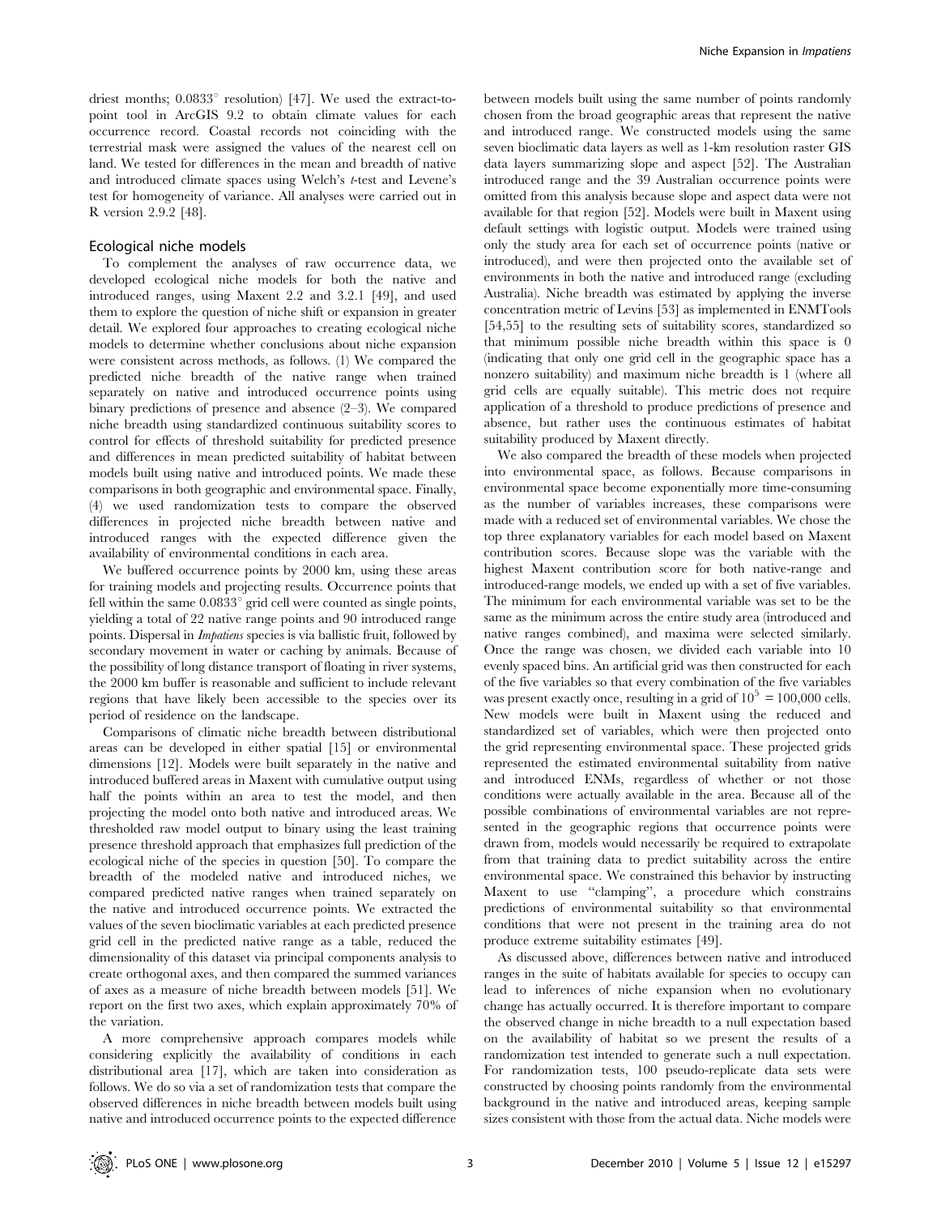driest months; 0.0833° resolution) [47]. We used the extract-to-point tool in ArcGIS 9.2 to obtain climate values for each occurrence record. Coastal records not coinciding with the terrestrial mask were assigned the values of the nearest cell on land. We tested for differences in the mean and breadth of native and introduced climate spaces using Welch's *t*-test and Levene's test for homogeneity of variance. All analyses were carried out in R version 2.9.2 [48].

### Ecological niche models

To complement the analyses of raw occurrence data, we developed ecological niche models for both the native and introduced ranges, using Maxent 2.2 and 3.2.1 [49], and used them to explore the question of niche shift or expansion in greater detail. We explored four approaches to creating ecological niche models to determine whether conclusions about niche expansion were consistent across methods, as follows. (1) We compared the predicted niche breadth of the native range when trained separately on native and introduced occurrence points using binary predictions of presence and absence (2–3). We compared niche breadth using standardized continuous suitability scores to control for effects of threshold suitability for predicted presence and differences in mean predicted suitability of habitat between models built using native and introduced points. We made these comparisons in both geographic and environmental space. Finally, (4) we used randomization tests to compare the observed differences in projected niche breadth between native and introduced ranges with the expected difference given the availability of environmental conditions in each area.

We buffered occurrence points by 2000 km, using these areas for training models and projecting results. Occurrence points that fell within the same 0.0833° grid cell were counted as single points, yielding a total of 22 native range points and 90 introduced range points. Dispersal in *Impatiens* species is via ballistic fruit, followed by secondary movement in water or caching by animals. Because of the possibility of long distance transport of floating in river systems, the 2000 km buffer is reasonable and sufficient to include relevant regions that have likely been accessible to the species over its period of residence on the landscape.

Comparisons of climatic niche breadth between distributional areas can be developed in either spatial [15] or environmental dimensions [12]. Models were built separately in the native and introduced buffered areas in Maxent with cumulative output using half the points within an area to test the model, and then projecting the model onto both native and introduced areas. We thresholded raw model output to binary using the least training presence threshold approach that emphasizes full prediction of the ecological niche of the species in question [50]. To compare the breadth of the modeled native and introduced niches, we compared predicted native ranges when trained separately on the native and introduced occurrence points. We extracted the values of the seven bioclimatic variables at each predicted presence grid cell in the predicted native range as a table, reduced the dimensionality of this dataset via principal components analysis to create orthogonal axes, and then compared the summed variances of axes as a measure of niche breadth between models [51]. We report on the first two axes, which explain approximately 70% of the variation.

A more comprehensive approach compares models while considering explicitly the availability of conditions in each distributional area [17], which are taken into consideration as follows. We do so via a set of randomization tests that compare the observed differences in niche breadth between models built using native and introduced occurrence points to the expected difference between models built using the same number of points randomly chosen from the broad geographic areas that represent the native and introduced range. We constructed models using the same seven bioclimatic data layers as well as 1-km resolution raster GIS data layers summarizing slope and aspect [52]. The Australian introduced range and the 39 Australian occurrence points were omitted from this analysis because slope and aspect data were not available for that region [52]. Models were built in Maxent using default settings with logistic output. Models were trained using only the study area for each set of occurrence points (native or introduced), and were then projected onto the available set of environments in both the native and introduced range (excluding Australia). Niche breadth was estimated by applying the inverse concentration metric of Levins [53] as implemented in ENMTools [54,55] to the resulting sets of suitability scores, standardized so that minimum possible niche breadth within this space is 0 (indicating that only one grid cell in the geographic space has a nonzero suitability) and maximum niche breadth is 1 (where all grid cells are equally suitable). This metric does not require application of a threshold to produce predictions of presence and absence, but rather uses the continuous estimates of habitat suitability produced by Maxent directly.

We also compared the breadth of these models when projected into environmental space, as follows. Because comparisons in environmental space become exponentially more time-consuming as the number of variables increases, these comparisons were made with a reduced set of environmental variables. We chose the top three explanatory variables for each model based on Maxent contribution scores. Because slope was the variable with the highest Maxent contribution score for both native-range and introduced-range models, we ended up with a set of five variables. The minimum for each environmental variable was set to be the same as the minimum across the entire study area (introduced and native ranges combined), and maxima were selected similarly. Once the range was chosen, we divided each variable into 10 evenly spaced bins. An artificial grid was then constructed for each of the five variables so that every combination of the five variables was present exactly once, resulting in a grid of $10^5 = 100{,}000$ cells. New models were built in Maxent using the reduced and standardized set of variables, which were then projected onto the grid representing environmental space. These projected grids represented the estimated environmental suitability from native and introduced ENMs, regardless of whether or not those conditions were actually available in the area. Because all of the possible combinations of environmental variables are not represented in the geographic regions that occurrence points were drawn from, models would necessarily be required to extrapolate from that training data to predict suitability across the entire environmental space. We constrained this behavior by instructing Maxent to use "clamping", a procedure which constrains predictions of environmental suitability so that environmental conditions that were not present in the training area do not produce extreme suitability estimates [49].

As discussed above, differences between native and introduced ranges in the suite of habitats available for species to occupy can lead to inferences of niche expansion when no evolutionary change has actually occurred. It is therefore important to compare the observed change in niche breadth to a null expectation based on the availability of habitat so we present the results of a randomization test intended to generate such a null expectation. For randomization tests, 100 pseudo-replicate data sets were constructed by choosing points randomly from the environmental background in the native and introduced areas, keeping sample sizes consistent with those from the actual data. Niche models were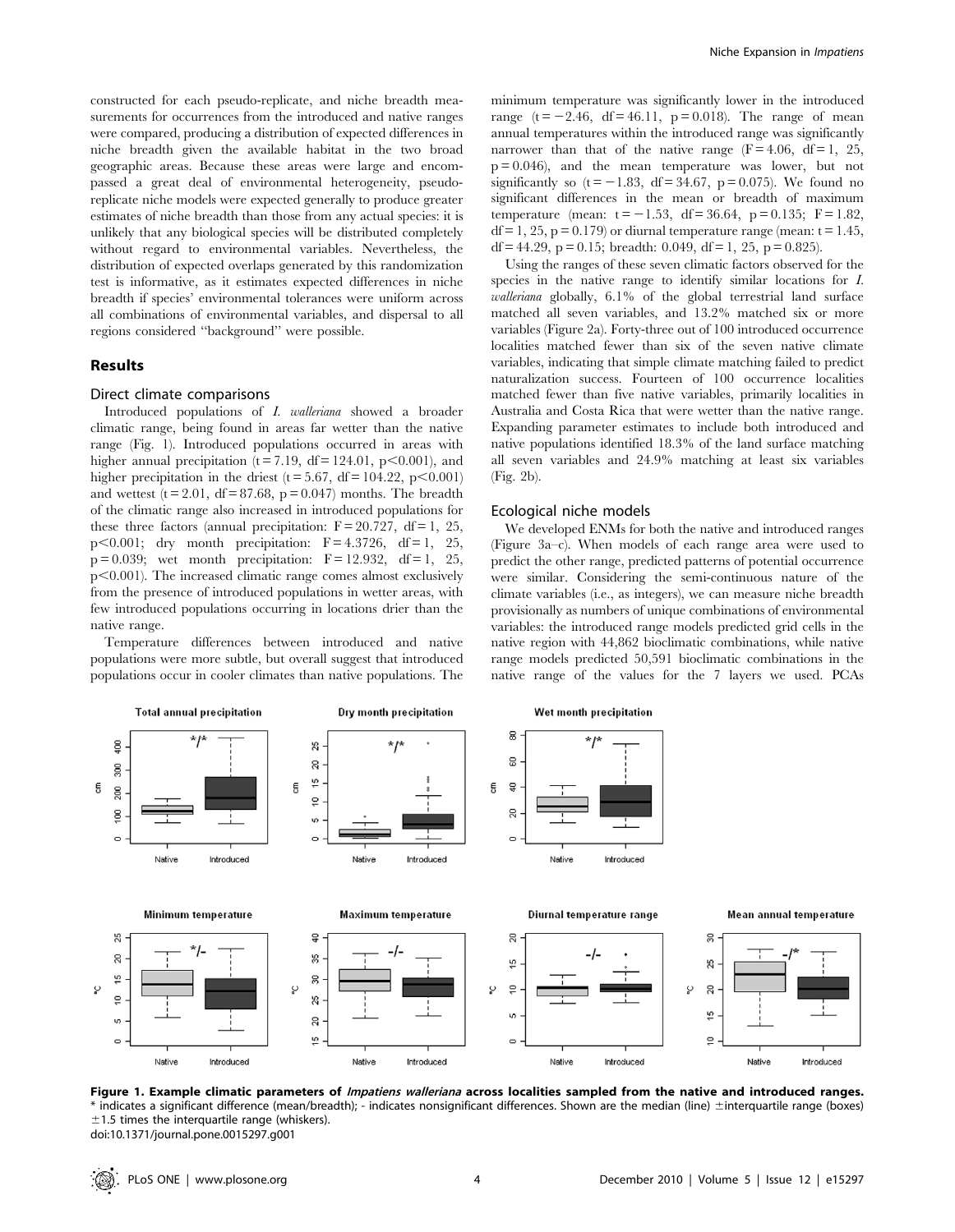constructed for each pseudo-replicate, and niche breadth measurements for occurrences from the introduced and native ranges were compared, producing a distribution of expected differences in niche breadth given the available habitat in the two broad geographic areas. Because these areas were large and encompassed a great deal of environmental heterogeneity, pseudo-replicate niche models were expected generally to produce greater estimates of niche breadth than those from any actual species: it is unlikely that any biological species will be distributed completely without regard to environmental variables. Nevertheless, the distribution of expected overlaps generated by this randomization test is informative, as it estimates expected differences in niche breadth if species' environmental tolerances were uniform across all combinations of environmental variables, and dispersal to all regions considered "background" were possible.

## Results

### Direct climate comparisons

Introduced populations of *I. walleriana* showed a broader climatic range, being found in areas far wetter than the native range (Fig. 1). Introduced populations occurred in areas with higher annual precipitation ($t = 7.19$, $df = 124.01$, $p < 0.001$), and higher precipitation in the driest ($t = 5.67$, $df = 104.22$, $p < 0.001$) and wettest ($t = 2.01$, $df = 87.68$, $p = 0.047$) months. The breadth of the climatic range also increased in introduced populations for these three factors (annual precipitation: $F = 20.727$, $df = 1, 25$, $p < 0.001$; dry month precipitation: $F = 4.3726$, $df = 1, 25$, $p = 0.039$; wet month precipitation: $F = 12.932$, $df = 1, 25$, $p < 0.001$). The increased climatic range comes almost exclusively from the presence of introduced populations in wetter areas, with few introduced populations occurring in locations drier than the native range.

Temperature differences between introduced and native populations were more subtle, but overall suggest that introduced populations occur in cooler climates than native populations. The minimum temperature was significantly lower in the introduced range ($t = -2.46$, $df = 46.11$, $p = 0.018$). The range of mean annual temperatures within the introduced range was significantly narrower than that of the native range ($F = 4.06$, $df = 1, 25$, $p = 0.046$), and the mean temperature was lower, but not significantly so ($t = -1.83$, $df = 34.67$, $p = 0.075$). We found no significant differences in the mean or breadth of maximum temperature (mean: $t = -1.53$, $df = 36.64$, $p = 0.135$; $F = 1.82$, $df = 1, 25$, $p = 0.179$) or diurnal temperature range (mean: $t = 1.45$, $df = 44.29$, $p = 0.15$; breadth: 0.049, $df = 1, 25$, $p = 0.825$).

Using the ranges of these seven climatic factors observed for the species in the native range to identify similar locations for *I. walleriana* globally, 6.1% of the global terrestrial land surface matched all seven variables, and 13.2% matched six or more variables (Figure 2a). Forty-three out of 100 introduced occurrence localities matched fewer than six of the seven native climate variables, indicating that simple climate matching failed to predict naturalization success. Fourteen of 100 occurrence localities matched fewer than five native variables, primarily localities in Australia and Costa Rica that were wetter than the native range. Expanding parameter estimates to include both introduced and native populations identified 18.3% of the land surface matching all seven variables and 24.9% matching at least six variables (Fig. 2b).

### Ecological niche models

We developed ENMs for both the native and introduced ranges (Figure 3a–c). When models of each range area were used to predict the other range, predicted patterns of potential occurrence were similar. Considering the semi-continuous nature of the climate variables (i.e., as integers), we can measure niche breadth provisionally as numbers of unique combinations of environmental variables: the introduced range models predicted grid cells in the native region with 44,862 bioclimatic combinations, while native range models predicted 50,591 bioclimatic combinations in the native range of the values for the 7 layers we used. PCAs

**Figure 1. Example climatic parameters of *Impatiens walleriana* across localities sampled from the native and introduced ranges.** * indicates a significant difference (mean/breadth); - indicates nonsignificant differences. Shown are the median (line) ±interquartile range (boxes) ±1.5 times the interquartile range (whiskers).
doi:10.1371/journal.pone.0015297.g001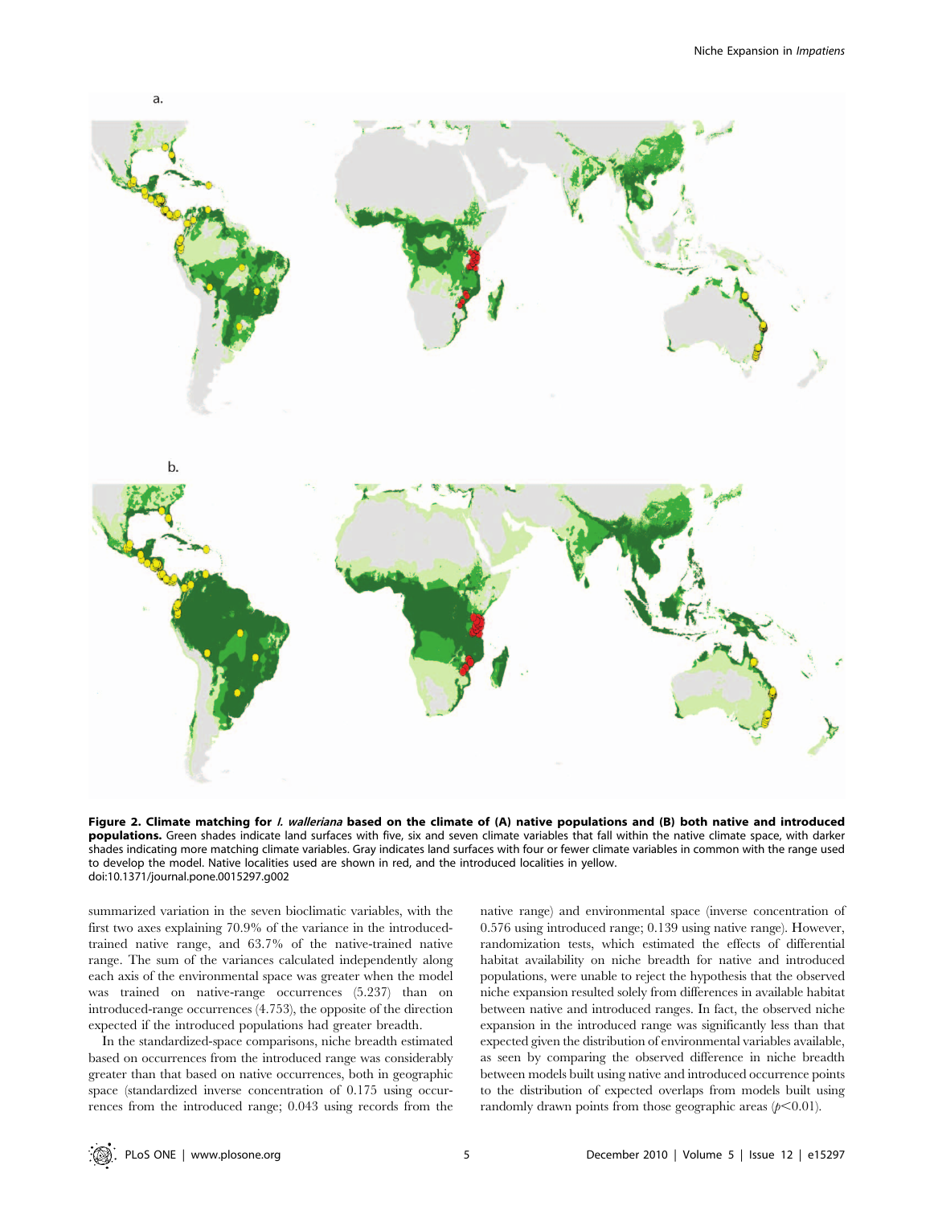**Figure 2. Climate matching for *I. walleriana* based on the climate of (A) native populations and (B) both native and introduced populations.** Green shades indicate land surfaces with five, six and seven climate variables that fall within the native climate space, with darker shades indicating more matching climate variables. Gray indicates land surfaces with four or fewer climate variables in common with the range used to develop the model. Native localities used are shown in red, and the introduced localities in yellow.
doi:10.1371/journal.pone.0015297.g002

summarized variation in the seven bioclimatic variables, with the first two axes explaining 70.9% of the variance in the introduced-trained native range, and 63.7% of the native-trained native range. The sum of the variances calculated independently along each axis of the environmental space was greater when the model was trained on native-range occurrences (5.237) than on introduced-range occurrences (4.753), the opposite of the direction expected if the introduced populations had greater breadth.

In the standardized-space comparisons, niche breadth estimated based on occurrences from the introduced range was considerably greater than that based on native occurrences, both in geographic space (standardized inverse concentration of 0.175 using occurrences from the introduced range; 0.043 using records from the native range) and environmental space (inverse concentration of 0.576 using introduced range; 0.139 using native range). However, randomization tests, which estimated the effects of differential habitat availability on niche breadth for native and introduced populations, were unable to reject the hypothesis that the observed niche expansion resulted solely from differences in available habitat between native and introduced ranges. In fact, the observed niche expansion in the introduced range was significantly less than that expected given the distribution of environmental variables available, as seen by comparing the observed difference in niche breadth between models built using native and introduced occurrence points to the distribution of expected overlaps from models built using randomly drawn points from those geographic areas ($p<0.01$).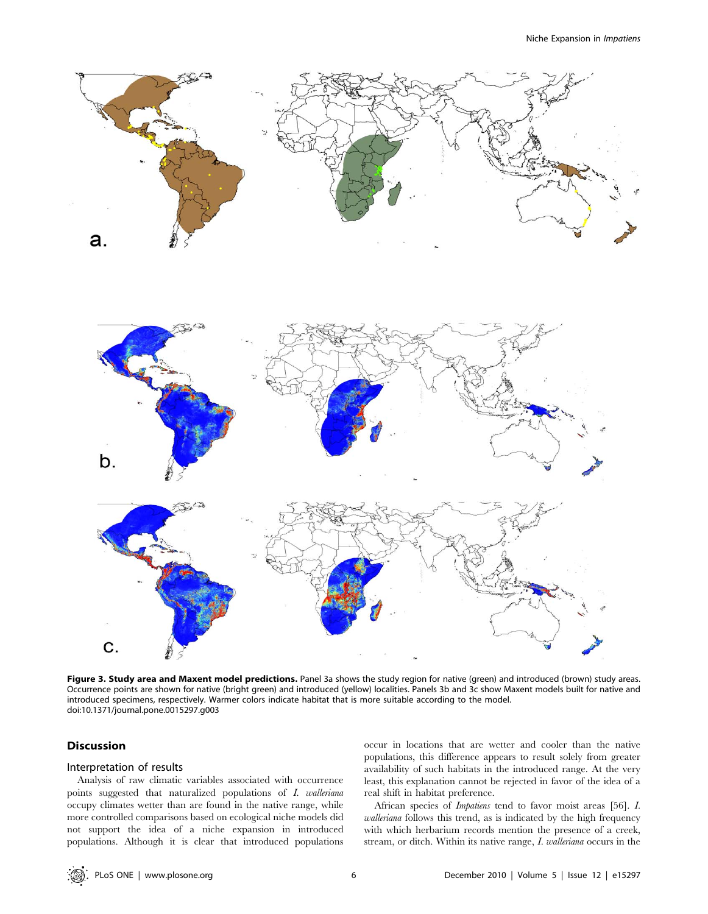**Figure 3. Study area and Maxent model predictions.** Panel 3a shows the study region for native (green) and introduced (brown) study areas. Occurrence points are shown for native (bright green) and introduced (yellow) localities. Panels 3b and 3c show Maxent models built for native and introduced specimens, respectively. Warmer colors indicate habitat that is more suitable according to the model.
doi:10.1371/journal.pone.0015297.g003

## Discussion

### Interpretation of results

Analysis of raw climatic variables associated with occurrence points suggested that naturalized populations of *I. walleriana* occupy climates wetter than are found in the native range, while more controlled comparisons based on ecological niche models did not support the idea of a niche expansion in introduced populations. Although it is clear that introduced populations occur in locations that are wetter and cooler than the native populations, this difference appears to result solely from greater availability of such habitats in the introduced range. At the very least, this explanation cannot be rejected in favor of the idea of a real shift in habitat preference.

African species of *Impatiens* tend to favor moist areas [56]. *I. walleriana* follows this trend, as is indicated by the high frequency with which herbarium records mention the presence of a creek, stream, or ditch. Within its native range, *I. walleriana* occurs in the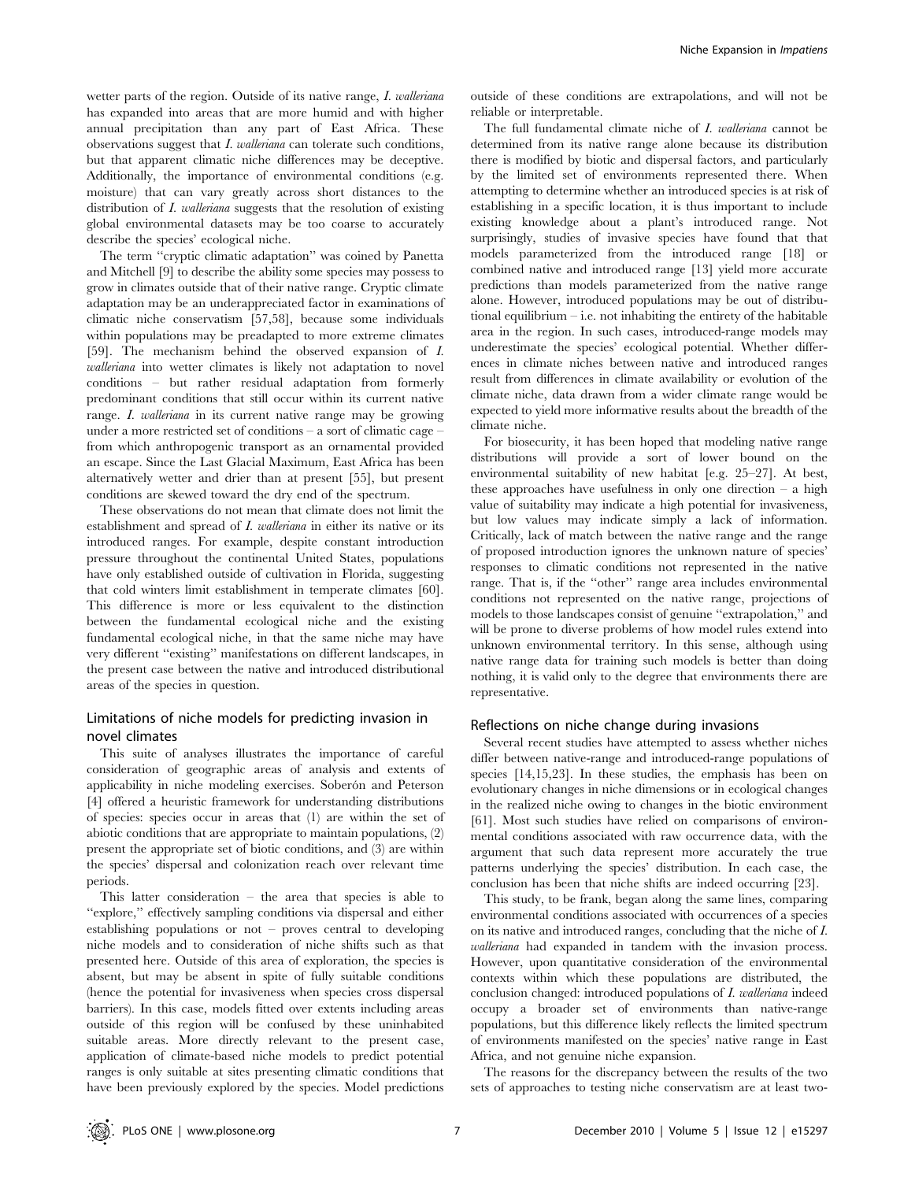wetter parts of the region. Outside of its native range, *I. walleriana* has expanded into areas that are more humid and with higher annual precipitation than any part of East Africa. These observations suggest that *I. walleriana* can tolerate such conditions, but that apparent climatic niche differences may be deceptive. Additionally, the importance of environmental conditions (e.g. moisture) that can vary greatly across short distances to the distribution of *I. walleriana* suggests that the resolution of existing global environmental datasets may be too coarse to accurately describe the species' ecological niche.

The term ''cryptic climatic adaptation'' was coined by Panetta and Mitchell [9] to describe the ability some species may possess to grow in climates outside that of their native range. Cryptic climate adaptation may be an underappreciated factor in examinations of climatic niche conservatism [57,58], because some individuals within populations may be preadapted to more extreme climates [59]. The mechanism behind the observed expansion of *I. walleriana* into wetter climates is likely not adaptation to novel conditions – but rather residual adaptation from formerly predominant conditions that still occur within its current native range. *I. walleriana* in its current native range may be growing under a more restricted set of conditions – a sort of climatic cage – from which anthropogenic transport as an ornamental provided an escape. Since the Last Glacial Maximum, East Africa has been alternatively wetter and drier than at present [55], but present conditions are skewed toward the dry end of the spectrum.

These observations do not mean that climate does not limit the establishment and spread of *I. walleriana* in either its native or its introduced ranges. For example, despite constant introduction pressure throughout the continental United States, populations have only established outside of cultivation in Florida, suggesting that cold winters limit establishment in temperate climates [60]. This difference is more or less equivalent to the distinction between the fundamental ecological niche and the existing fundamental ecological niche, in that the same niche may have very different ''existing'' manifestations on different landscapes, in the present case between the native and introduced distributional areas of the species in question.

## Limitations of niche models for predicting invasion in novel climates

This suite of analyses illustrates the importance of careful consideration of geographic areas of analysis and extents of applicability in niche modeling exercises. Soberón and Peterson [4] offered a heuristic framework for understanding distributions of species: species occur in areas that (1) are within the set of abiotic conditions that are appropriate to maintain populations, (2) present the appropriate set of biotic conditions, and (3) are within the species' dispersal and colonization reach over relevant time periods.

This latter consideration – the area that species is able to ''explore,'' effectively sampling conditions via dispersal and either establishing populations or not – proves central to developing niche models and to consideration of niche shifts such as that presented here. Outside of this area of exploration, the species is absent, but may be absent in spite of fully suitable conditions (hence the potential for invasiveness when species cross dispersal barriers). In this case, models fitted over extents including areas outside of this region will be confused by these uninhabited suitable areas. More directly relevant to the present case, application of climate-based niche models to predict potential ranges is only suitable at sites presenting climatic conditions that have been previously explored by the species. Model predictions outside of these conditions are extrapolations, and will not be reliable or interpretable.

The full fundamental climate niche of *I. walleriana* cannot be determined from its native range alone because its distribution there is modified by biotic and dispersal factors, and particularly by the limited set of environments represented there. When attempting to determine whether an introduced species is at risk of establishing in a specific location, it is thus important to include existing knowledge about a plant's introduced range. Not surprisingly, studies of invasive species have found that that models parameterized from the introduced range [18] or combined native and introduced range [13] yield more accurate predictions than models parameterized from the native range alone. However, introduced populations may be out of distributional equilibrium – i.e. not inhabiting the entirety of the habitable area in the region. In such cases, introduced-range models may underestimate the species' ecological potential. Whether differences in climate niches between native and introduced ranges result from differences in climate availability or evolution of the climate niche, data drawn from a wider climate range would be expected to yield more informative results about the breadth of the climate niche.

For biosecurity, it has been hoped that modeling native range distributions will provide a sort of lower bound on the environmental suitability of new habitat [e.g. 25–27]. At best, these approaches have usefulness in only one direction – a high value of suitability may indicate a high potential for invasiveness, but low values may indicate simply a lack of information. Critically, lack of match between the native range and the range of proposed introduction ignores the unknown nature of species' responses to climatic conditions not represented in the native range. That is, if the ''other'' range area includes environmental conditions not represented on the native range, projections of models to those landscapes consist of genuine ''extrapolation,'' and will be prone to diverse problems of how model rules extend into unknown environmental territory. In this sense, although using native range data for training such models is better than doing nothing, it is valid only to the degree that environments there are representative.

## Reflections on niche change during invasions

Several recent studies have attempted to assess whether niches differ between native-range and introduced-range populations of species [14,15,23]. In these studies, the emphasis has been on evolutionary changes in niche dimensions or in ecological changes in the realized niche owing to changes in the biotic environment [61]. Most such studies have relied on comparisons of environmental conditions associated with raw occurrence data, with the argument that such data represent more accurately the true patterns underlying the species' distribution. In each case, the conclusion has been that niche shifts are indeed occurring [23].

This study, to be frank, began along the same lines, comparing environmental conditions associated with occurrences of a species on its native and introduced ranges, concluding that the niche of *I. walleriana* had expanded in tandem with the invasion process. However, upon quantitative consideration of the environmental contexts within which these populations are distributed, the conclusion changed: introduced populations of *I. walleriana* indeed occupy a broader set of environments than native-range populations, but this difference likely reflects the limited spectrum of environments manifested on the species' native range in East Africa, and not genuine niche expansion.

The reasons for the discrepancy between the results of the two sets of approaches to testing niche conservatism are at least two-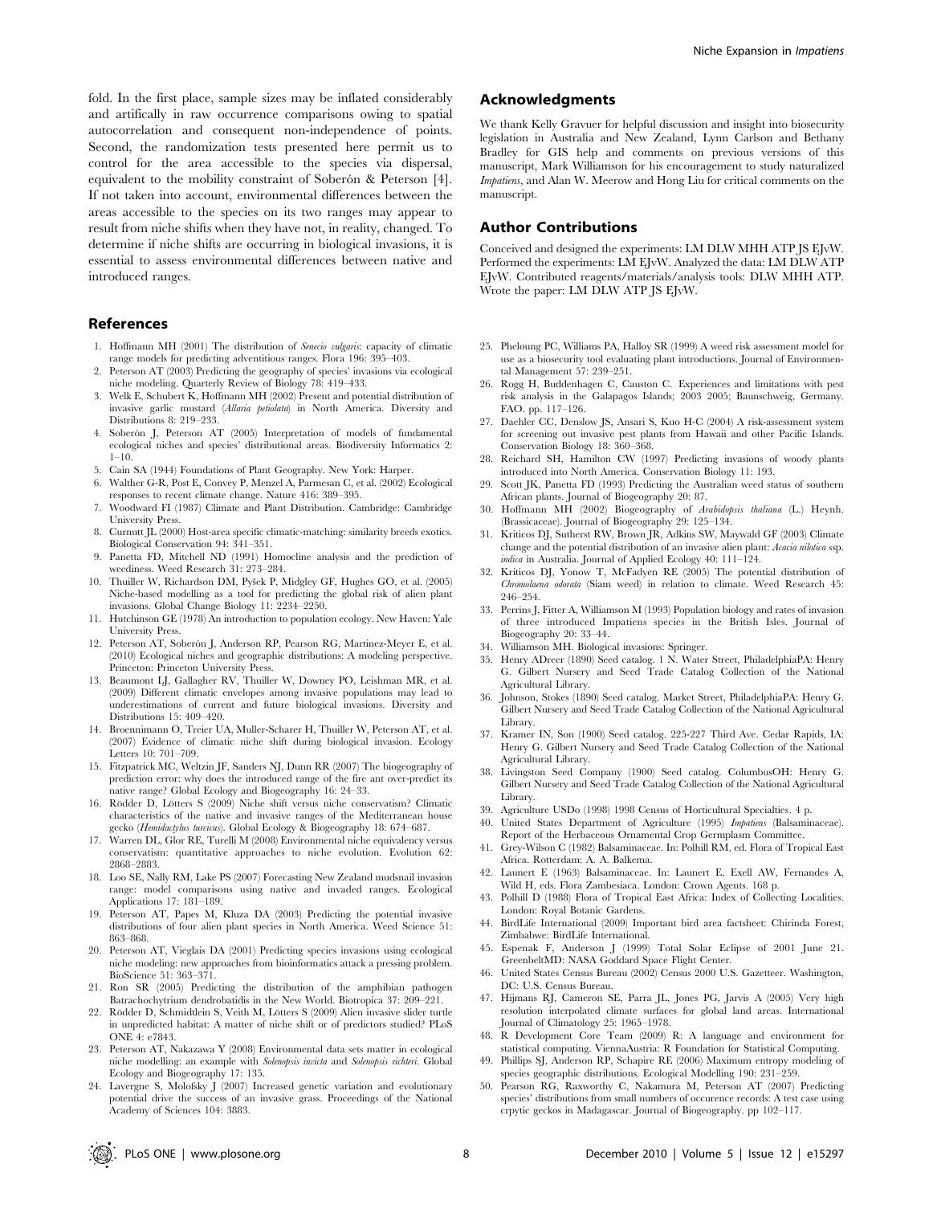fold. In the first place, sample sizes may be inflated considerably and artificially in raw occurrence comparisons owing to spatial autocorrelation and consequent non-independence of points. Second, the randomization tests presented here permit us to control for the area accessible to the species via dispersal, equivalent to the mobility constraint of Soberón & Peterson [4]. If not taken into account, environmental differences between the areas accessible to the species on its two ranges may appear to result from niche shifts when they have not, in reality, changed. To determine if niche shifts are occurring in biological invasions, it is essential to assess environmental differences between native and introduced ranges.

## Acknowledgments

We thank Kelly Gravuer for helpful discussion and insight into biosecurity legislation in Australia and New Zealand, Lynn Carlson and Bethany Bradley for GIS help and comments on previous versions of this manuscript, Mark Williamson for his encouragement to study naturalized *Impatiens*, and Alan W. Meerow and Hong Liu for critical comments on the manuscript.

## Author Contributions

Conceived and designed the experiments: LM DLW MHH ATP JS EJvW. Performed the experiments: LM EJvW. Analyzed the data: LM DLW ATP EJvW. Contributed reagents/materials/analysis tools: DLW MHH ATP. Wrote the paper: LM DLW ATP JS EJvW.

## References

1. Hoffmann MH (2001) The distribution of *Senecio vulgaris*: capacity of climatic range models for predicting adventitious ranges. Flora 196: 395–403.
2. Peterson AT (2003) Predicting the geography of species' invasions via ecological niche modeling. Quarterly Review of Biology 78: 419–433.
3. Welk E, Schubert K, Hoffmann MH (2002) Present and potential distribution of invasive garlic mustard (*Allaria petiolata*) in North America. Diversity and Distributions 8: 219–233.
4. Soberón J, Peterson AT (2005) Interpretation of models of fundamental ecological niches and species' distributional areas. Biodiversity Informatics 2: 1–10.
5. Cain SA (1944) Foundations of Plant Geography. New York: Harper.
6. Walther G-R, Post E, Convey P, Menzel A, Parmesan C, et al. (2002) Ecological responses to recent climate change. Nature 416: 389–395.
7. Woodward FI (1987) Climate and Plant Distribution. Cambridge: Cambridge University Press.
8. Curnutt JL (2000) Host-area specific climatic-matching: similarity breeds exotics. Biological Conservation 94: 341–351.
9. Panetta FD, Mitchell ND (1991) Homocline analysis and the prediction of weediness. Weed Research 31: 273–284.
10. Thuiller W, Richardson DM, Pyšek P, Midgley GF, Hughes GO, et al. (2005) Niche-based modelling as a tool for predicting the global risk of alien plant invasions. Global Change Biology 11: 2234–2250.
11. Hutchinson GE (1978) An introduction to population ecology. New Haven: Yale University Press.
12. Peterson AT, Soberón J, Anderson RP, Pearson RG, Martinez-Meyer E, et al. (2010) Ecological niches and geographic distributions: A modeling perspective. Princeton: Princeton University Press.
13. Beaumont LJ, Gallagher RV, Thuiller W, Downey PO, Leishman MR, et al. (2009) Different climatic envelopes among invasive populations may lead to underestimations of current and future biological invasions. Diversity and Distributions 15: 409–420.
14. Broennimann O, Treier UA, Muller-Scharer H, Thuiller W, Peterson AT, et al. (2007) Evidence of climatic niche shift during biological invasion. Ecology Letters 10: 701–709.
15. Fitzpatrick MC, Weltzin JF, Sanders NJ, Dunn RR (2007) The biogeography of prediction error: why does the introduced range of the fire ant over-predict its native range? Global Ecology and Biogeography 16: 24–33.
16. Rödder D, Lötters S (2009) Niche shift versus niche conservatism? Climatic characteristics of the native and invasive ranges of the Mediterranean house gecko (*Hemidactylus turcicus*). Global Ecology & Biogeography 18: 674–687.
17. Warren DL, Glor RE, Turelli M (2008) Environmental niche equivalency versus conservatism: quantitative approaches to niche evolution. Evolution 62: 2868–2883.
18. Loo SE, Nally RM, Lake PS (2007) Forecasting New Zealand mudsnail invasion range: model comparisons using native and invaded ranges. Ecological Applications 17: 181–189.
19. Peterson AT, Papes M, Kluza DA (2003) Predicting the potential invasive distributions of four alien plant species in North America. Weed Science 51: 863–868.
20. Peterson AT, Vieglais DA (2001) Predicting species invasions using ecological niche modeling: new approaches from bioinformatics attack a pressing problem. BioScience 51: 363–371.
21. Ron SR (2005) Predicting the distribution of the amphibian pathogen Batrachochytrium dendrobatidis in the New World. Biotropica 37: 209–221.
22. Rödder D, Schmidtlein S, Veith M, Lötters S (2009) Alien invasive slider turtle in unpredicted habitat: A matter of niche shift or of predictors studied? PLoS ONE 4: e7843.
23. Peterson AT, Nakazawa Y (2008) Environmental data sets matter in ecological niche modelling: an example with *Solenopsis invicta* and *Solenopsis richteri*. Global Ecology and Biogeography 17: 135.
24. Lavergne S, Molofsky J (2007) Increased genetic variation and evolutionary potential drive the success of an invasive grass. Proceedings of the National Academy of Sciences 104: 3883.
25. Pheloung PC, Williams PA, Halloy SR (1999) A weed risk assessment model for use as a biosecurity tool evaluating plant introductions. Journal of Environmental Management 57: 239–251.
26. Rogg H, Buddenhagen C, Causton C. Experiences and limitations with pest risk analysis in the Galapagos Islands; 2003 2005; Baunschweig, Germany. FAO. pp. 117–126.
27. Daehler CC, Denslow JS, Ansari S, Kuo H-C (2004) A risk-assessment system for screening out invasive pest plants from Hawaii and other Pacific Islands. Conservation Biology 18: 360–368.
28. Reichard SH, Hamilton CW (1997) Predicting invasions of woody plants introduced into North America. Conservation Biology 11: 193.
29. Scott JK, Panetta FD (1993) Predicting the Australian weed status of southern African plants. Journal of Biogeography 20: 87.
30. Hoffmann MH (2002) Biogeography of *Arabidopsis thaliana* (L.) Heynh. (Brassicaceae). Journal of Biogeography 29: 125–134.
31. Kriticos DJ, Sutherst RW, Brown JR, Adkins SW, Maywald GF (2003) Climate change and the potential distribution of an invasive alien plant: *Acacia nilotica* ssp. *indica* in Australia. Journal of Applied Ecology 40: 111–124.
32. Kriticos DJ, Yonow T, McFadyen RE (2005) The potential distribution of *Chromolaena odorata* (Siam weed) in relation to climate. Weed Research 45: 246–254.
33. Perrins J, Fitter A, Williamson M (1993) Population biology and rates of invasion of three introduced Impatiens species in the British Isles. Journal of Biogeography 20: 33–44.
34. Williamson MH. Biological invasions: Springer.
35. Henry ADreer (1890) Seed catalog. 1 N. Water Street, PhiladelphiaPA: Henry G. Gilbert Nursery and Seed Trade Catalog Collection of the National Agricultural Library.
36. Johnson, Stokes (1890) Seed catalog. Market Street, PhiladelphiaPA: Henry G. Gilbert Nursery and Seed Trade Catalog Collection of the National Agricultural Library.
37. Kramer IN, Son (1900) Seed catalog. 225-227 Third Ave. Cedar Rapids, IA: Henry G. Gilbert Nursery and Seed Trade Catalog Collection of the National Agricultural Library.
38. Livingston Seed Company (1900) Seed catalog. ColumbusOH: Henry G. Gilbert Nursery and Seed Trade Catalog Collection of the National Agricultural Library.
39. Agriculture USDo (1998) 1998 Census of Horticultural Specialties. 4 p.
40. United States Department of Agriculture (1995) *Impatiens* (Balsaminaceae). Report of the Herbaceous Ornamental Crop Germplasm Committee.
41. Grey-Wilson C (1982) Balsaminaceae. In: Polhill RM, ed. Flora of Tropical East Africa. Rotterdam: A. A. Balkema.
42. Launert E (1963) Balsaminaceae. In: Launert E, Exell AW, Fernandes A, Wild H, eds. Flora Zambesiaca. London: Crown Agents. 168 p.
43. Polhill D (1988) Flora of Tropical East Africa: Index of Collecting Localities. London: Royal Botanic Gardens.
44. BirdLife International (2009) Important bird area factsheet: Chirinda Forest, Zimbabwe: BirdLife International.
45. Espenak F, Anderson J (1999) Total Solar Eclipse of 2001 June 21. GreenbeltMD: NASA Goddard Space Flight Center.
46. United States Census Bureau (2002) Census 2000 U.S. Gazetteer. Washington, DC: U.S. Census Bureau.
47. Hijmans RJ, Cameron SE, Parra JL, Jones PG, Jarvis A (2005) Very high resolution interpolated climate surfaces for global land areas. International Journal of Climatology 25: 1965–1978.
48. R Development Core Team (2009) R: A language and environment for statistical computing. ViennaAustria: R Foundation for Statistical Computing.
49. Phillips SJ, Anderson RP, Schapire RE (2006) Maximum entropy modeling of species geographic distributions. Ecological Modelling 190: 231–259.
50. Pearson RG, Raxworthy C, Nakamura M, Peterson AT (2007) Predicting species' distributions from small numbers of occurence records: A test case using crpytic geckos in Madagascar. Journal of Biogeography. pp 102–117.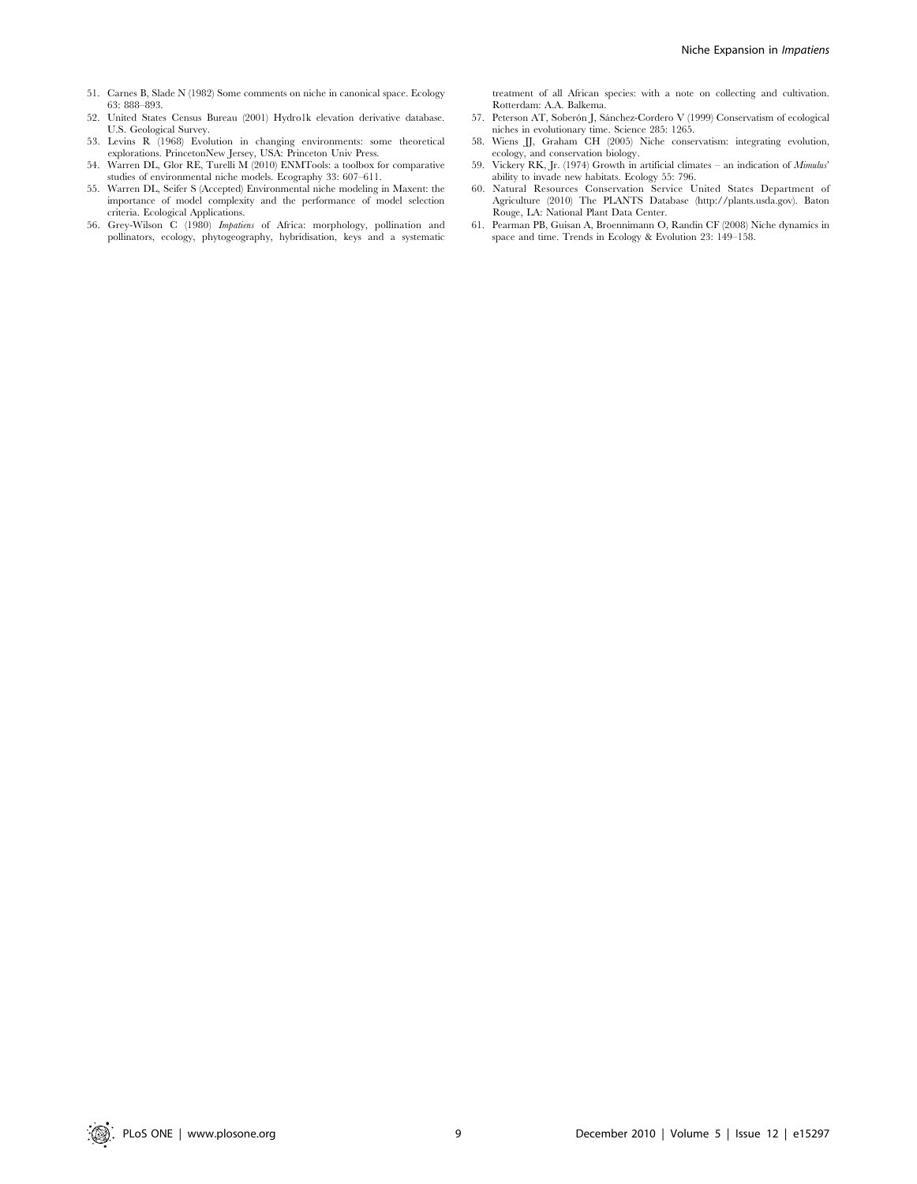51. Carnes B, Slade N (1982) Some comments on niche in canonical space. Ecology 63: 888–893.
52. United States Census Bureau (2001) Hydro1k elevation derivative database. U.S. Geological Survey.
53. Levins R (1968) Evolution in changing environments: some theoretical explorations. PrincetonNew Jersey, USA: Princeton Univ Press.
54. Warren DL, Glor RE, Turelli M (2010) ENMTools: a toolbox for comparative studies of environmental niche models. Ecography 33: 607–611.
55. Warren DL, Seifer S (Accepted) Environmental niche modeling in Maxent: the importance of model complexity and the performance of model selection criteria. Ecological Applications.
56. Grey-Wilson C (1980) *Impatiens* of Africa: morphology, pollination and pollinators, ecology, phytogeography, hybridisation, keys and a systematic treatment of all African species: with a note on collecting and cultivation. Rotterdam: A.A. Balkema.
57. Peterson AT, Soberón J, Sánchez-Cordero V (1999) Conservatism of ecological niches in evolutionary time. Science 285: 1265.
58. Wiens JJ, Graham CH (2005) Niche conservatism: integrating evolution, ecology, and conservation biology.
59. Vickery RK, Jr. (1974) Growth in artificial climates – an indication of *Mimulus*' ability to invade new habitats. Ecology 55: 796.
60. Natural Resources Conservation Service United States Department of Agriculture (2010) The PLANTS Database (http://plants.usda.gov). Baton Rouge, LA: National Plant Data Center.
61. Pearman PB, Guisan A, Broennimann O, Randin CF (2008) Niche dynamics in space and time. Trends in Ecology & Evolution 23: 149–158.